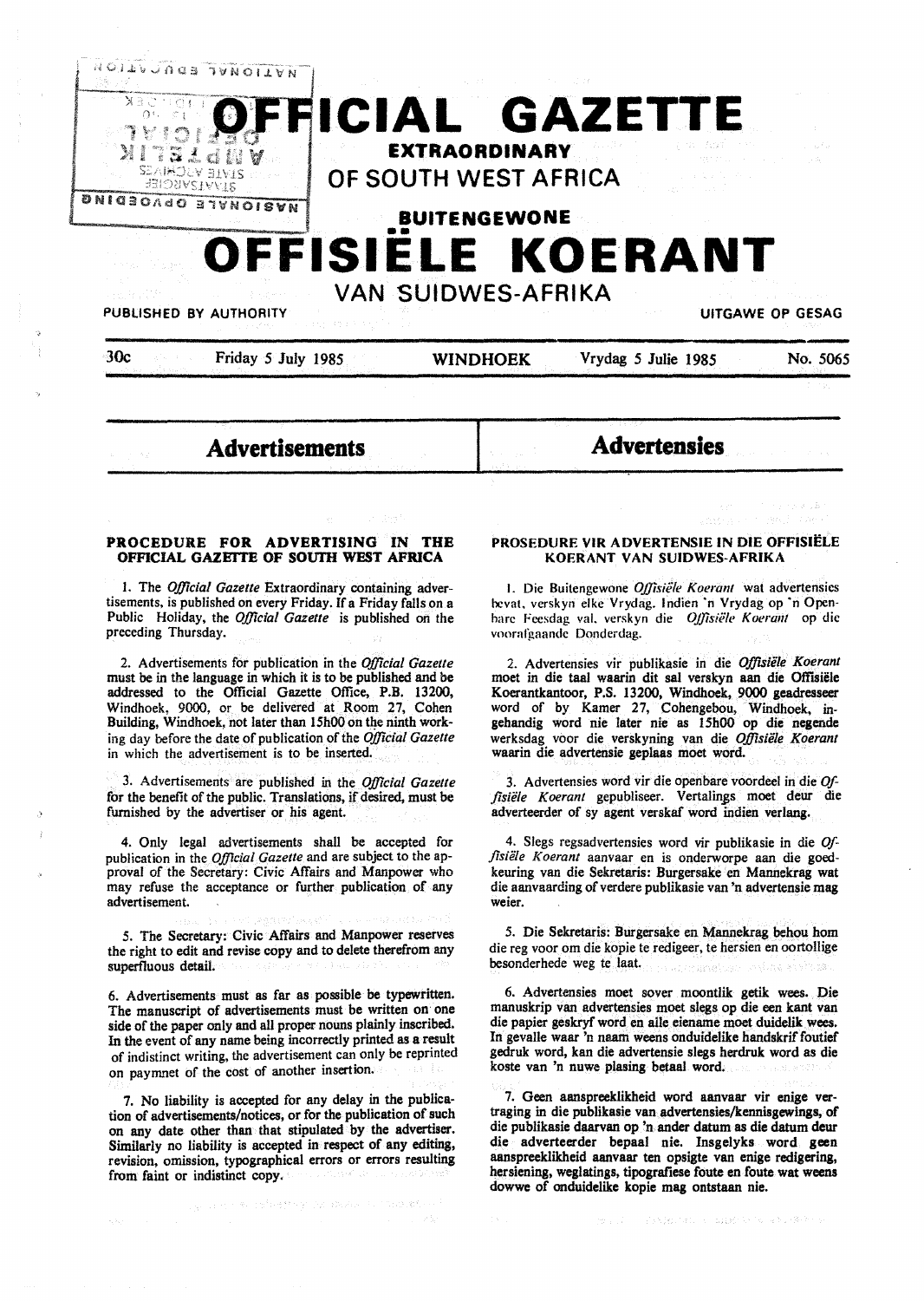# OFFICIAL GAZETTE

**EXTRAORDINARY**

**OF SOUTH WEST AFRICA**

**BUITENGEWONE**

# OFFISIËLE KOERANT

**VAN SUIDWES-AFRIKA**

PUBLISHED BY AUTHORITY — UITGAWE OP GESAG

30c — Friday 5 July 1985 — **WINDHOEK** — Vrydag 5 Julie 1985 — No. 5065

## Advertisements

### PROCEDURE FOR ADVERTISING IN THE OFFICIAL GAZETTE OF SOUTH WEST AFRICA

1. The *Official Gazette* Extraordinary containing advertisements, is published on every Friday. If a Friday falls on a Public Holiday, the *Official Gazette* is published on the preceding Thursday.

2. Advertisements for publication in the *Official Gazette* must be in the language in which it is to be published and be addressed to the Official Gazette Office, P.B. 13200, Windhoek, 9000, or be delivered at Room 27, Cohen Building, Windhoek, not later than 15h00 on the ninth working day before the date of publication of the *Official Gazette* in which the advertisement is to be inserted.

3. Advertisements are published in the *Official Gazette* for the benefit of the public. Translations, if desired, must be furnished by the advertiser or his agent.

4. Only legal advertisements shall be accepted for publication in the *Official Gazette* and are subject to the approval of the Secretary: Civic Affairs and Manpower who may refuse the acceptance or further publication of any advertisement.

5. The Secretary: Civic Affairs and Manpower reserves the right to edit and revise copy and to delete therefrom any superfluous detail.

6. Advertisements must as far as possible be typewritten. The manuscript of advertisements must be written on one side of the paper only and all proper nouns plainly inscribed. In the event of any name being incorrectly printed as a result of indistinct writing, the advertisement can only be reprinted on paymnet of the cost of another insertion.

7. No liability is accepted for any delay in the publication of advertisements/notices, or for the publication of such on any date other than that stipulated by the advertiser. Similarly no liability is accepted in respect of any editing, revision, omission, typographical errors or errors resulting from faint or indistinct copy.

## Advertensies

### PROSEDURE VIR ADVERTENSIE IN DIE OFFISIËLE KOERANT VAN SUIDWES-AFRIKA

1. Die Buitengewone *Offisiële Koerant* wat advertensies bevat, verskyn elke Vrydag. Indien 'n Vrydag op 'n Openbare Feesdag val, verskyn die *Offisiële Koerant* op die voorafgaande Donderdag.

2. Advertensies vir publikasie in die *Offisiële Koerant* moet in die taal waarin dit sal verskyn aan die Offisiële Koerantkantoor, P.S. 13200, Windhoek, 9000 geadresseer word of by Kamer 27, Cohengebou, Windhoek, ingehandig word nie later nie as 15h00 op die negende werksdag voor die verskyning van die *Offisiële Koerant* waarin die advertensie geplaas moet word.

3. Advertensies word vir die openbare voordeel in die *Offisiële Koerant* gepubliseer. Vertalings moet deur die adverteerder of sy agent verskaf word indien verlang.

4. Slegs regsadvertensies word vir publikasie in die *Offisiële Koerant* aanvaar en is onderworpe aan die goedkeuring van die Sekretaris: Burgersake en Mannekrag wat die aanvaarding of verdere publikasie van 'n advertensie mag weier.

5. Die Sekretaris: Burgersake en Mannekrag behou hom die reg voor om die kopie te redigeer, te hersien en oortollige besonderhede weg te laat.

6. Advertensies moet sover moontlik getik wees. Die manuskrip van advertensies moet slegs op die een kant van die papier geskryf word en alle eiename moet duidelik wees. In gevalle waar 'n naam weens onduidelike handskrif foutief gedruk word, kan die advertensie slegs herdruk word as die koste van 'n nuwe plasing betaal word.

7. Geen aanspreeklikheid word aanvaar vir enige vertraging in die publikasie van advertensies/kennisgewings, of die publikasie daarvan op 'n ander datum as die datum deur die adverteerder bepaal nie. Insgelyks word geen aanspreeklikheid aanvaar ten opsigte van enige redigering, hersiening, weglatings, tipografiese foute en foute wat weens dowwe of onduidelike kopie mag ontstaan nie.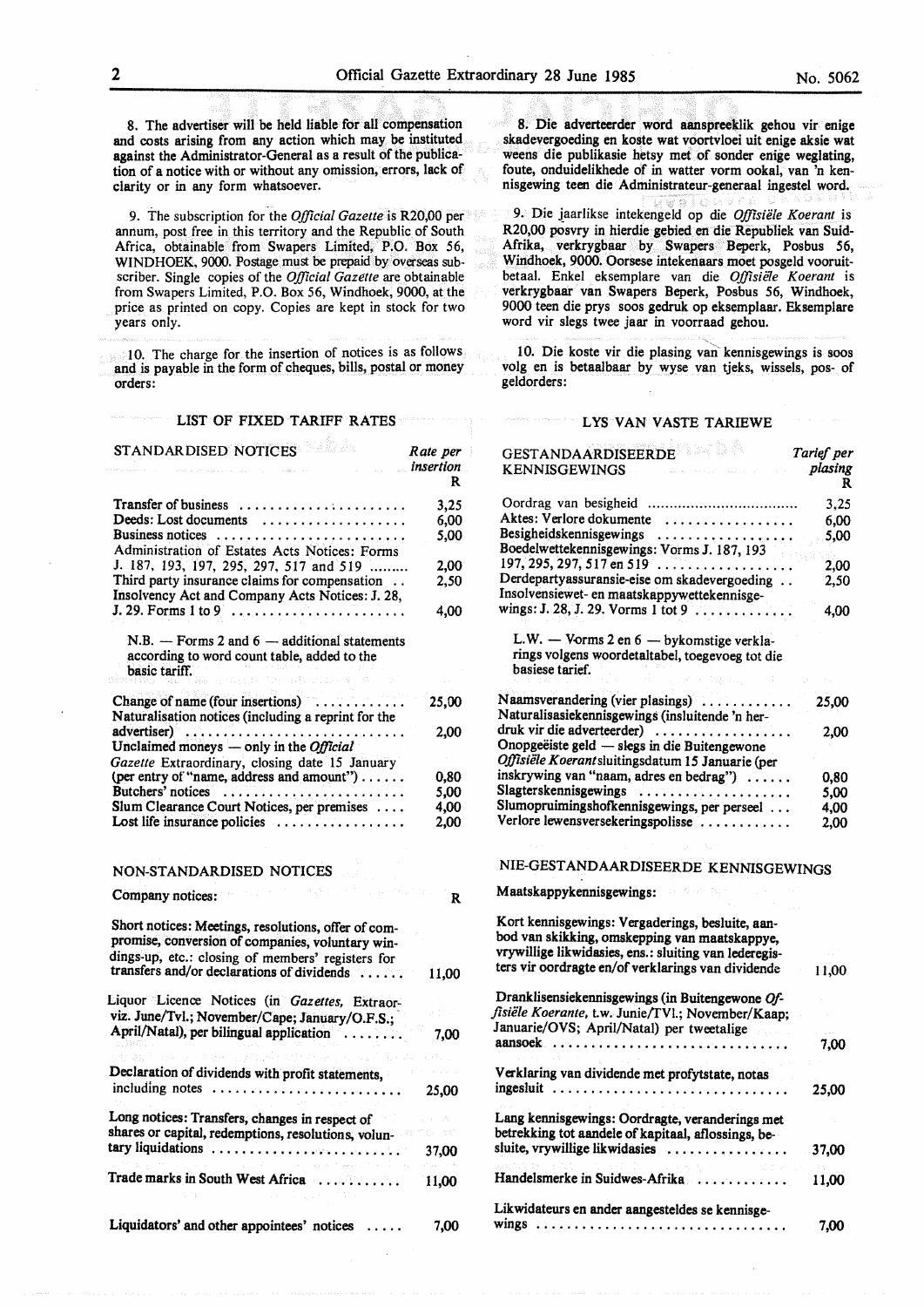8. The advertiser will be held liable for all compensation and costs arising from any action which may be instituted against the Administrator-General as a result of the publication of a notice with or without any omission, errors, lack of clarity or in any form whatsoever.

9. The subscription for the *Official Gazette* is R20,00 per annum, post free in this territory and the Republic of South Africa, obtainable from Swapers Limited, P.O. Box 56, WINDHOEK, 9000. Postage must be prepaid by overseas subscriber. Single copies of the *Official Gazette* are obtainable from Swapers Limited, P.O. Box 56, Windhoek, 9000, at the price as printed on copy. Copies are kept in stock for two years only.

10. The charge for the insertion of notices is as follows and is payable in the form of cheques, bills, postal or money orders:

LIST OF FIXED TARIFF RATES

| STANDARDISED NOTICES | Rate per insertion R |
|---|---|
| Transfer of business | 3,25 |
| Deeds: Lost documents | 6,00 |
| Business notices | 5,00 |
| Administration of Estates Acts Notices: Forms J. 187, 193, 197, 295, 297, 517 and 519 | 2,00 |
| Third party insurance claims for compensation | 2,50 |
| Insolvency Act and Company Acts Notices: J. 28, J. 29. Forms 1 to 9 | 4,00 |
| N.B. — Forms 2 and 6 — additional statements according to word count table, added to the basic tariff. | |
| Change of name (four insertions) | 25,00 |
| Naturalisation notices (including a reprint for the advertiser) | 2,00 |
| Unclaimed moneys — only in the *Official Gazette* Extraordinary, closing date 15 January (per entry of "name, address and amount") | 0,80 |
| Butchers' notices | 5,00 |
| Slum Clearance Court Notices, per premises | 4,00 |
| Lost life insurance policies | 2,00 |

| NON-STANDARDISED NOTICES | |
|---|---|
| Company notices: | R |
| Short notices: Meetings, resolutions, offer of compromise, conversion of companies, voluntary windings-up, etc.: closing of members' registers for transfers and/or declarations of dividends | 11,00 |
| Liquor Licence Notices (in *Gazettes*, Extraorviz. June/Tvl.; November/Cape; January/O.F.S.; April/Natal), per bilingual application | 7,00 |
| Declaration of dividends with profit statements, including notes | 25,00 |
| Long notices: Transfers, changes in respect of shares or capital, redemptions, resolutions, voluntary liquidations | 37,00 |
| Trade marks in South West Africa | 11,00 |
| Liquidators' and other appointees' notices | 7,00 |

8. Die adverteerder word aanspreeklik gehou vir enige skadevergoeding en koste wat voortvloei uit enige aksie wat weens die publikasie hetsy met of sonder enige weglating, foute, onduidelikhede of in watter vorm ookal, van 'n kennisgewing teen die Administrateur-generaal ingestel word.

9. Die jaarlikse intekengeld op die *Offisiële Koerant* is R20,00 posvry in hierdie gebied en die Republiek van Suid-Afrika, verkrygbaar by Swapers Beperk, Posbus 56, Windhoek, 9000. Oorsese intekenaars moet posgeld vooruitbetaal. Enkel eksemplare van die *Offisiële Koerant* is verkrygbaar van Swapers Beperk, Posbus 56, Windhoek, 9000 teen die prys soos gedruk op eksemplaar. Eksemplare word vir slegs twee jaar in voorraad gehou.

10. Die koste vir die plasing van kennisgewings is soos volg en is betaalbaar by wyse van tjeks, wissels, pos- of geldorders:

LYS VAN VASTE TARIEWE

| GESTANDAARDISEERDE KENNISGEWINGS | Tarief per plasing R |
|---|---|
| Oordrag van besigheid | 3,25 |
| Aktes: Verlore dokumente | 6,00 |
| Besigheidskennisgewings | 5,00 |
| Boedelwettekennisgewings: Vorms J. 187, 193 197, 295, 297, 517 en 519 | 2,00 |
| Derdepartyassuransie-eise om skadevergoeding | 2,50 |
| Insolvensiewet- en maatskappywettekennisgewings: J. 28, J. 29. Vorms 1 tot 9 | 4,00 |
| L.W. — Vorms 2 en 6 — bykomstige verklarings volgens woordetaltabel, toegevoeg tot die basiese tarief. | |
| Naamsverandering (vier plasings) | 25,00 |
| Naturalisasiekennisgewings (insluitende 'n herdruk vir die adverteerder) | 2,00 |
| Onopgeëiste geld — slegs in die Buitengewone *Offisiële Koerant* sluitingsdatum 15 Januarie (per inskrywing van "naam, adres en bedrag") | 0,80 |
| Slagterskennisgewings | 5,00 |
| Slumopruimingshofkennisgewings, per perseel | 4,00 |
| Verlore lewensversekeringspolisse | 2,00 |

| NIE-GESTANDAARDISEERDE KENNISGEWINGS | |
|---|---|
| Maatskappykennisgewings: | |
| Kort kennisgewings: Vergaderings, besluite, aanbod van skikking, omskepping van maatskappye, vrywillige likwidasies, ens.: sluiting van lederegisters vir oordragte en/of verklarings van dividende | 11,00 |
| Dranklisensiekennisgewings (in Buitengewone *Offisiële Koerante*, t.w. Junie/TVl.; November/Kaap; Januarie/OVS; April/Natal) per tweetalige aansoek | 7,00 |
| Verklaring van dividende met profytstate, notas ingesluit | 25,00 |
| Lang kennisgewings: Oordragte, veranderings met betrekking tot aandele of kapitaal, aflossings, besluite, vrywillige likwidasies | 37,00 |
| Handelsmerke in Suidwes-Afrika | 11,00 |
| Likwidateurs en ander aangesteldes se kennisgewings | 7,00 |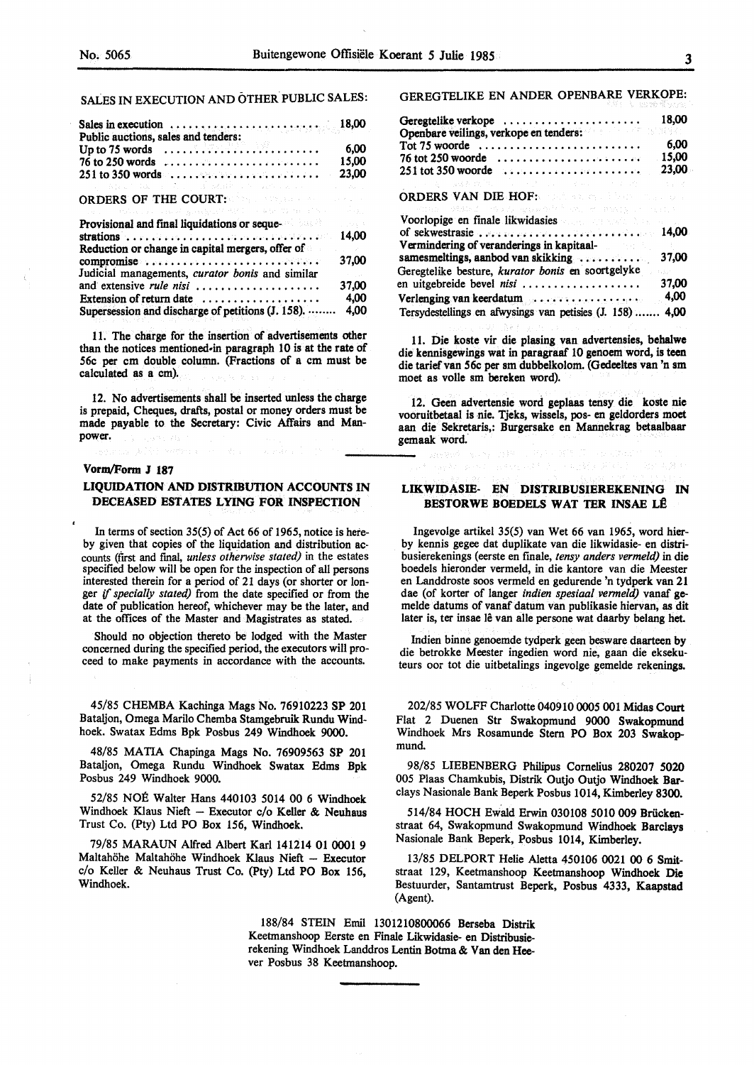SALES IN EXECUTION AND OTHER PUBLIC SALES:

| | |
|---|---|
| Sales in execution | 18,00 |
| Public auctions, sales and tenders: | |
| Up to 75 words | 6,00 |
| 76 to 250 words | 15,00 |
| 251 to 350 words | 23,00 |

ORDERS OF THE COURT:

| | |
|---|---|
| Provisional and final liquidations or sequestrations | 14,00 |
| Reduction or change in capital mergers, offer of compromise | 37,00 |
| Judicial managements, *curator bonis* and similar and extensive *rule nisi* | 37,00 |
| Extension of return date | 4,00 |
| Supersession and discharge of petitions (J. 158). | 4,00 |

11. The charge for the insertion of advertisements other than the notices mentioned in paragraph 10 is at the rate of 56c per cm double column. (Fractions of a cm must be calculated as a cm).

12. No advertisements shall be inserted unless the charge is prepaid, Cheques, drafts, postal or money orders must be made payable to the Secretary: Civic Affairs and Manpower.

GEREGTELIKE EN ANDER OPENBARE VERKOPE:

| | |
|---|---|
| Geregtelike verkope | 18,00 |
| Openbare veilings, verkope en tenders: | |
| Tot 75 woorde | 6,00 |
| 76 tot 250 woorde | 15,00 |
| 251 tot 350 woorde | 23,00 |

ORDERS VAN DIE HOF:

| | |
|---|---|
| Voorlopige en finale likwidasies of sekwestrasie | 14,00 |
| Vermindering of veranderings in kapitaalsamesmeltings, aanbod van skikking | 37,00 |
| Geregtelike besture, *kurator bonis* en soortgelyke en uitgebreide bevel *nisi* | 37,00 |
| Verlenging van keerdatum | 4,00 |
| Tersydestellings en afwysings van petisies (J. 158) | 4,00 |

11. Die koste vir die plasing van advertensies, behalwe die kennisgewings wat in paragraaf 10 genoem word, is teen die tarief van 56c per sm dubbelkolom. (Gedeeltes van 'n sm moet as volle sm bereken word).

12. Geen advertensie word geplaas tensy die koste nie vooruitbetaal is nie. Tjeks, wissels, pos- en geldorders moet aan die Sekretaris,: Burgersake en Mannekrag betaalbaar gemaak word.

Vorm/Form J 187

## LIQUIDATION AND DISTRIBUTION ACCOUNTS IN DECEASED ESTATES LYING FOR INSPECTION

In terms of section 35(5) of Act 66 of 1965, notice is hereby given that copies of the liquidation and distribution accounts (first and final, *unless otherwise stated)* in the estates specified below will be open for the inspection of all persons interested therein for a period of 21 days (or shorter or longer *if specially stated)* from the date specified or from the date of publication hereof, whichever may be the later, and at the offices of the Master and Magistrates as stated.

Should no objection thereto be lodged with the Master concerned during the specified period, the executors will proceed to make payments in accordance with the accounts.

## LIKWIDASIE- EN DISTRIBUSIEREKENING IN BESTORWE BOEDELS WAT TER INSAE LÊ

Ingevolge artikel 35(5) van Wet 66 van 1965, word hierby kennis gegee dat duplikate van die likwidasie- en distribusierekenings (eerste en finale, *tensy anders vermeld)* in die boedels hieronder vermeld, in die kantore van die Meester en Landdroste soos vermeld en gedurende 'n tydperk van 21 dae (of korter of langer *indien spesiaal vermeld)* vanaf gemelde datums of vanaf datum van publikasie hiervan, as dit later is, ter insae lê van alle persone wat daarby belang het.

Indien binne genoemde tydperk geen besware daarteen by die betrokke Meester ingedien word nie, gaan die eksekuteurs oor tot die uitbetalings ingevolge gemelde rekenings.

45/85 CHEMBA Kachinga Mags No. 76910223 SP 201 Bataljon, Omega Marilo Chemba Stamgebruik Rundu Windhoek. Swatax Edms Bpk Posbus 249 Windhoek 9000.

48/85 MATIA Chapinga Mags No. 76909563 SP 201 Bataljon, Omega Rundu Windhoek Swatax Edms Bpk Posbus 249 Windhoek 9000.

52/85 NOÉ Walter Hans 440103 5014 00 6 Windhoek Windhoek Klaus Nieft — Executor c/o Keller & Neuhaus Trust Co. (Pty) Ltd PO Box 156, Windhoek.

79/85 MARAUN Alfred Albert Karl 141214 01 0001 9 Maltahöhe Maltahöhe Windhoek Klaus Nieft — Executor c/o Keller & Neuhaus Trust Co. (Pty) Ltd PO Box 156, Windhoek.

202/85 WOLFF Charlotte 040910 0005 001 Midas Court Flat 2 Duenen Str Swakopmund 9000 Swakopmund Windhoek Mrs Rosamunde Stern PO Box 203 Swakopmund.

98/85 LIEBENBERG Philipus Cornelius 280207 5020 005 Plaas Chamkubis, Distrik Outjo Outjo Windhoek Barclays Nasionale Bank Beperk Posbus 1014, Kimberley 8300.

514/84 HOCH Ewald Erwin 030108 5010 009 Brückenstraat 64, Swakopmund Swakopmund Windhoek Barclays Nasionale Bank Beperk, Posbus 1014, Kimberley.

13/85 DELPORT Helie Aletta 450106 0021 00 6 Smitstraat 129, Keetmanshoop Keetmanshoop Windhoek Die Bestuurder, Santamtrust Beperk, Posbus 4333, Kaapstad (Agent).

188/84 STEIN Emil 1301210800066 Berseba Distrik Keetmanshoop Eerste en Finale Likwidasie- en Distribusierekening Windhoek Landdros Lentin Botma & Van den Heever Posbus 38 Keetmanshoop.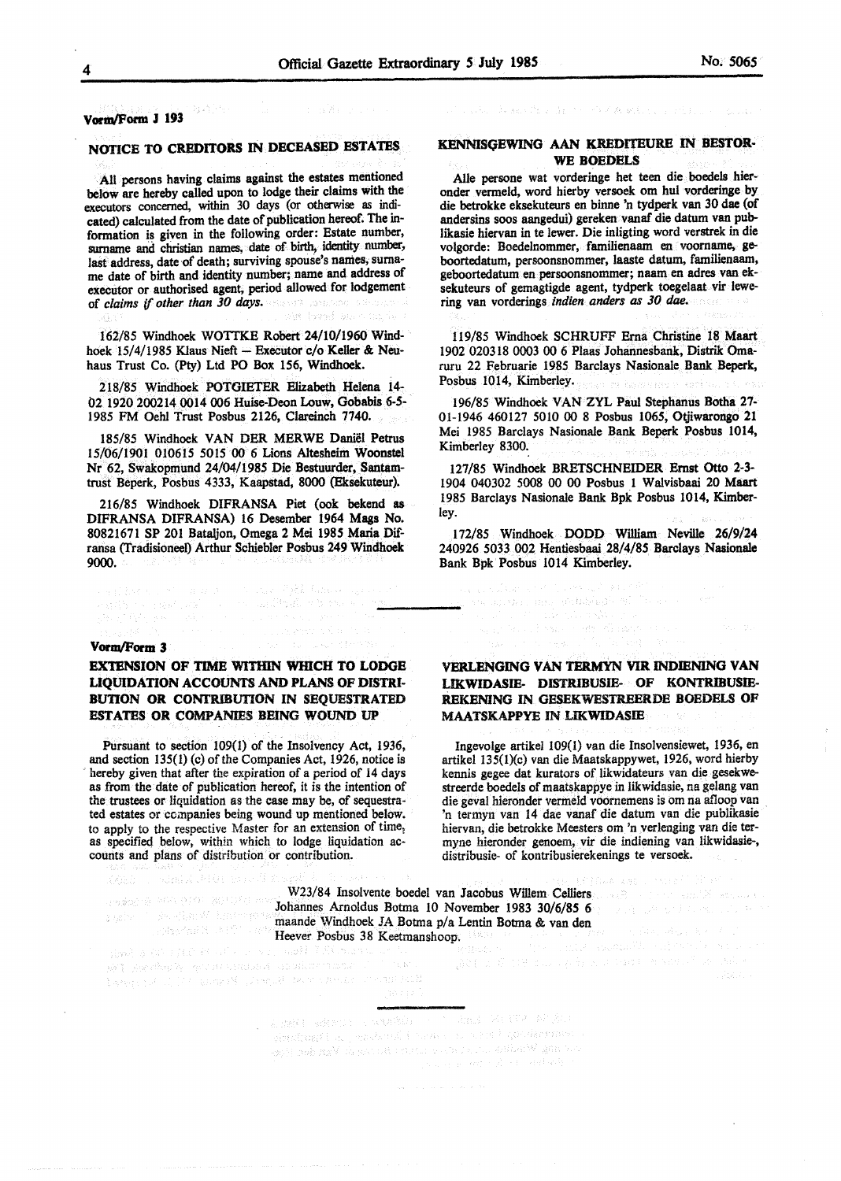Vorm/Form J 193

## NOTICE TO CREDITORS IN DECEASED ESTATES

All persons having claims against the estates mentioned below are hereby called upon to lodge their claims with the executors concerned, within 30 days (or otherwise as indicated) calculated from the date of publication hereof. The information is given in the following order: Estate number, surname and christian names, date of birth, identity number, last address, date of death; surviving spouse's names, surname date of birth and identity number; name and address of executor or authorised agent, period allowed for lodgement of *claims if other than 30 days.*

162/85 Windhoek WOTTKE Robert 24/10/1960 Windhoek 15/4/1985 Klaus Nieft — Executor c/o Keller & Neuhaus Trust Co. (Pty) Ltd PO Box 156, Windhoek.

218/85 Windhoek POTGIETER Elizabeth Helena 14-02 1920 200214 0014 006 Huise-Deon Louw, Gobabis 6-5-1985 FM Oehl Trust Posbus 2126, Clareinch 7740.

185/85 Windhoek VAN DER MERWE Daniël Petrus 15/06/1901 010615 5015 00 6 Lions Altesheim Woonstel Nr 62, Swakopmund 24/04/1985 Die Bestuurder, Santamtrust Beperk, Posbus 4333, Kaapstad, 8000 (Eksekuteur).

216/85 Windhoek DIFRANSA Piet (ook bekend as DIFRANSA DIFRANSA) 16 Desember 1964 Mags No. 80821671 SP 201 Bataljon, Omega 2 Mei 1985 Maria Difransa (Tradisioneel) Arthur Schiebler Posbus 249 Windhoek 9000.

## KENNISGEWING AAN KREDITEURE IN BESTORWE BOEDELS

Alle persone wat vorderinge het teen die boedels hieronder vermeld, word hierby versoek om hul vorderinge by die betrokke eksekuteurs en binne 'n tydperk van 30 dae (of andersins soos aangedui) gereken vanaf die datum van publikasie hiervan in te lewer. Die inligting word verstrek in die volgorde: Boedelnommer, familienaam en voorname, geboortedatum, persoonsnommer, laaste datum, familienaam, geboortedatum en persoonsnommer; naam en adres van eksekuteurs of gemagtigde agent, tydperk toegelaat vir lewering van vorderings *indien anders as 30 dae.*

119/85 Windhoek SCHRUFF Erna Christine 18 Maart 1902 020318 0003 00 6 Plaas Johannesbank, Distrik Omaruru 22 Februarie 1985 Barclays Nasionale Bank Beperk, Posbus 1014, Kimberley.

196/85 Windhoek VAN ZYL Paul Stephanus Botha 27-01-1946 460127 5010 00 8 Posbus 1065, Otjiwarongo 21 Mei 1985 Barclays Nasionale Bank Beperk Posbus 1014, Kimberley 8300.

127/85 Windhoek BRETSCHNEIDER Ernst Otto 2-3-1904 040302 5008 00 00 Posbus 1 Walvisbaai 20 Maart 1985 Barclays Nasionale Bank Bpk Posbus 1014, Kimberley.

172/85 Windhoek DODD William Neville 26/9/24 240926 5033 002 Hentiesbaai 28/4/85 Barclays Nasionale Bank Bpk Posbus 1014 Kimberley.

---

Vorm/Form 3

## EXTENSION OF TIME WITHIN WHICH TO LODGE LIQUIDATION ACCOUNTS AND PLANS OF DISTRIBUTION OR CONTRIBUTION IN SEQUESTRATED ESTATES OR COMPANIES BEING WOUND UP

Pursuant to section 109(1) of the Insolvency Act, 1936, and section 135(1) (c) of the Companies Act, 1926, notice is hereby given that after the expiration of a period of 14 days as from the date of publication hereof, it is the intention of the trustees or liquidation as the case may be, of sequestrated estates or companies being wound up mentioned below. to apply to the respective Master for an extension of time, as specified below, within which to lodge liquidation accounts and plans of distribution or contribution.

## VERLENGING VAN TERMYN VIR INDIENING VAN LIKWIDASIE- DISTRIBUSIE- OF KONTRIBUSIEREKENING IN GESEKWESTREERDE BOEDELS OF MAATSKAPPYE IN LIKWIDASIE

Ingevolge artikel 109(1) van die Insolvensiewet, 1936, en artikel 135(1)(c) van die Maatskappywet, 1926, word hierby kennis gegee dat kurators of likwidateurs van die gesekwestreerde boedels of maatskappye in likwidasie, na gelang van die geval hieronder vermeld voornemens is om na afloop van 'n termyn van 14 dae vanaf die datum van die publikasie hiervan, die betrokke Meesters om 'n verlenging van die termyne hieronder genoem, vir die indiening van likwidasie-, distribusie- of kontribusierekenings te versoek.

W23/84 Insolvente boedel van Jacobus Willem Celliers Johannes Arnoldus Botma 10 November 1983 30/6/85 6 maande Windhoek JA Botma p/a Lentin Botma & van den Heever Posbus 38 Keetmanshoop.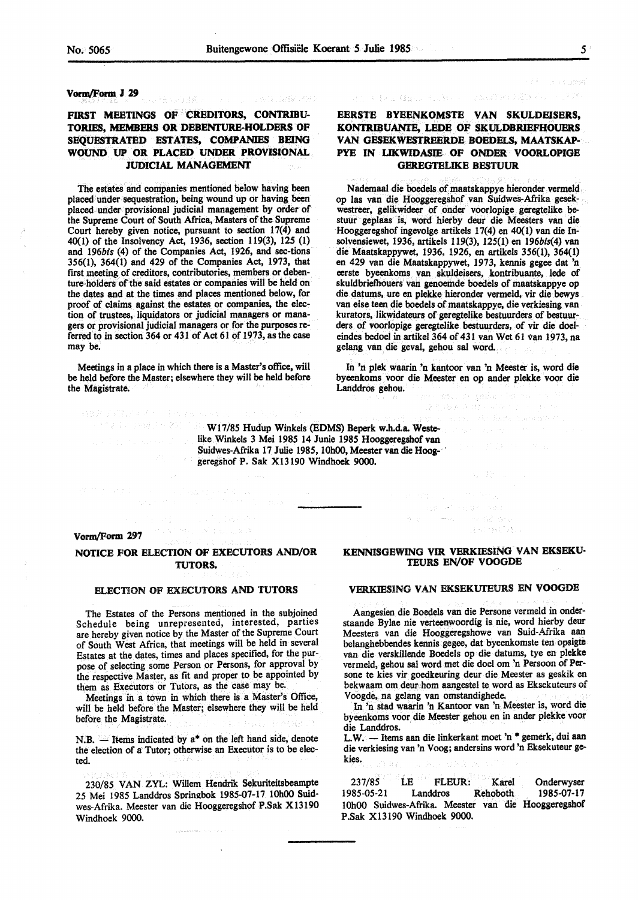Vorm/Form J 29

## FIRST MEETINGS OF CREDITORS, CONTRIBUTORIES, MEMBERS OR DEBENTURE-HOLDERS OF SEQUESTRATED ESTATES, COMPANIES BEING WOUND UP OR PLACED UNDER PROVISIONAL JUDICIAL MANAGEMENT

The estates and companies mentioned below having been placed under sequestration, being wound up or having been placed under provisional judicial management by order of the Supreme Court of South Africa, Masters of the Supreme Court hereby given notice, pursuant to section 17(4) and 40(1) of the Insolvency Act, 1936, section 119(3), 125 (1) and 196*bis* (4) of the Companies Act, 1926, and sections 356(1), 364(1) and 429 of the Companies Act, 1973, that first meeting of creditors, contributories, members or debenture-holders of the said estates or companies will be held on the dates and at the times and places mentioned below, for proof of claims against the estates or companies, the election of trustees, liquidators or judicial managers or managers or provisional judicial managers or for the purposes referred to in section 364 or 431 of Act 61 of 1973, as the case may be.

Meetings in a place in which there is a Master's office, will be held before the Master; elsewhere they will be held before the Magistrate.

## EERSTE BYEENKOMSTE VAN SKULDEISERS, KONTRIBUANTE, LEDE OF SKULDBRIEFHOUERS VAN GESEKWESTREERDE BOEDELS, MAATSKAPPYE IN LIKWIDASIE OF ONDER VOORLOPIGE GEREGTELIKE BESTUUR

Nademaal die boedels of maatskappye hieronder vermeld op las van die Hooggeregshof van Suidwes-Afrika gesekwestreer, gelikwideer of onder voorlopige geregtelike bestuur geplaas is, word hierby deur die Meesters van die Hooggeregshof ingevolge artikels 17(4) en 40(1) van die Insolvensiewet, 1936, artikels 119(3), 125(1) en 196*bis*(4) van die Maatskappywet, 1936, 1926, en artikels 356(1), 364(1) en 429 van die Maatskappywet, 1973, kennis gegee dat 'n eerste byeenkoms van skuldeisers, kontribuante, lede of skuldbriefhouers van genoemde boedels of maatskappye op die datums, ure en plekke hieronder vermeld, vir die bewys van eise teen die boedels of maatskappye, die verkiesing van kurators, likwidateurs of geregtelike bestuurders of bestuurders of voorlopige geregtelike bestuurders, of vir die doeleindes bedoel in artikel 364 of 431 van Wet 61 van 1973, na gelang van die geval, gehou sal word.

In 'n plek waarin 'n kantoor van 'n Meester is, word die byeenkoms voor die Meester en op ander plekke voor die Landdros gehou.

**W17/85 Hudup Winkels (EDMS) Beperk w.h.d.a. Westelike Winkels 3 Mei 1985 14 Junie 1985 Hooggeregshof van Suidwes-Afrika 17 Julie 1985, 10h00, Meester van die Hooggeregshof P. Sak X13190 Windhoek 9000.**

---

Vorm/Form 297

## NOTICE FOR ELECTION OF EXECUTORS AND/OR TUTORS.

### ELECTION OF EXECUTORS AND TUTORS

The Estates of the Persons mentioned in the subjoined Schedule being unrepresented, interested, parties are hereby given notice by the Master of the Supreme Court of South West Africa, that meetings will be held in several Estates at the dates, times and places specified, for the purpose of selecting some Person or Persons, for approval by the respective Master, as fit and proper to be appointed by them as Executors or Tutors, as the case may be.

Meetings in a town in which there is a Master's Office, will be held before the Master; elsewhere they will be held before the Magistrate.

N.B. — Items indicated by a* on the left hand side, denote the election of a Tutor; otherwise an Executor is to be elected.

230/85 VAN ZYL: Willem Hendrik Sekuriteitsbeampte 25 Mei 1985 Landdros Springbok 1985-07-17 10h00 Suidwes-Afrika. Meester van die Hooggeregshof P.Sak X13190 Windhoek 9000.

## KENNISGEWING VIR VERKIESING VAN EKSEKUTEURS EN/OF VOOGDE

### VERKIESING VAN EKSEKUTEURS EN VOOGDE

Aangesien die Boedels van die Persone vermeld in onderstaande Bylae nie verteenwoordig is nie, word hierby deur Meesters van die Hooggeregshowe van Suid-Afrika aan belanghebbendes kennis gegee, dat byeenkomste ten opsigte van die verskillende Boedels op die datums, tye en plekke vermeld, gehou sal word met die doel om 'n Persoon of Persone te kies vir goedkeuring deur die Meester as geskik en bekwaam om deur hom aangestel te word as Eksekuteurs of Voogde, na gelang van omstandighede.

In 'n stad waarin 'n Kantoor van 'n Meester is, word die byeenkoms voor die Meester gehou en in ander plekke voor die Landdros.

L.W. — Items aan die linkerkant moet 'n * gemerk, dui aan die verkiesing van 'n Voog; andersins word 'n Eksekuteur gekies.

237/85 LE FLEUR: Karel Onderwyser 1985-05-21 Landdros Rehoboth 1985-07-17 10h00 Suidwes-Afrika. Meester van die Hooggeregshof P.Sak X13190 Windhoek 9000.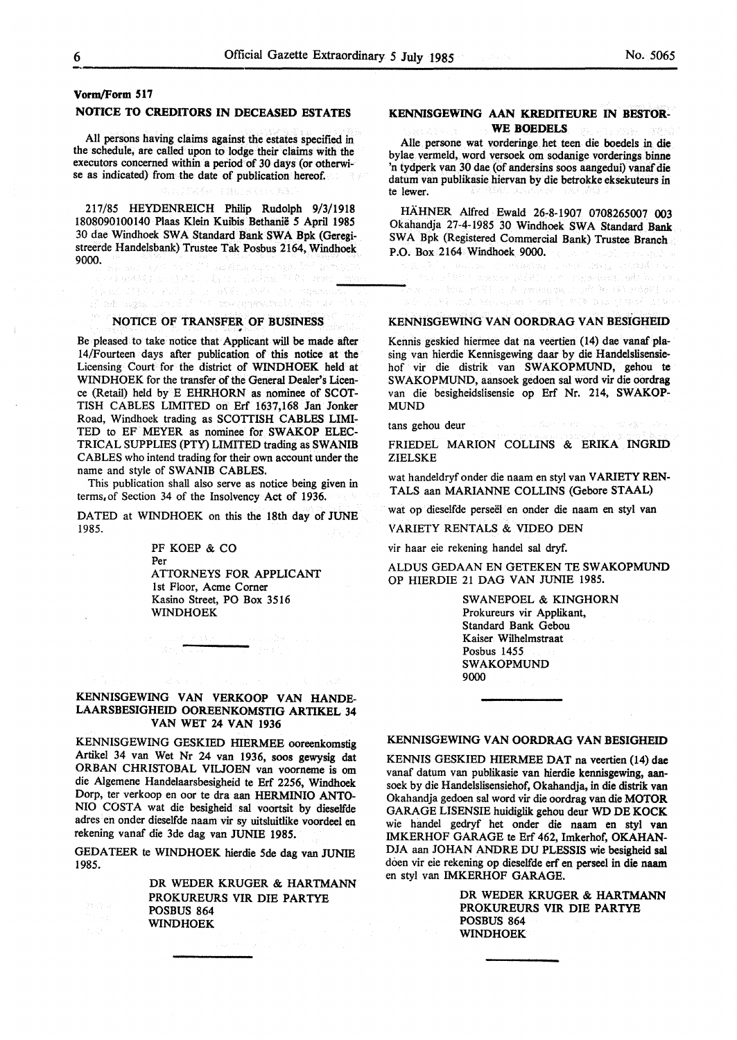**Vorm/Form 517**

## NOTICE TO CREDITORS IN DECEASED ESTATES

All persons having claims against the estates specified in the schedule, are called upon to lodge their claims with the executors concerned within a period of 30 days (or otherwise as indicated) from the date of publication hereof.

217/85 HEYDENREICH Philip Rudolph 9/3/1918 1808090100140 Plaas Klein Kuibis Bethanië 5 April 1985 30 dae Windhoek SWA Standard Bank SWA Bpk (Geregistreerde Handelsbank) Trustee Tak Posbus 2164, Windhoek 9000.

## KENNISGEWING AAN KREDITEURE IN BESTORWE BOEDELS

Alle persone wat vorderinge het teen die boedels in die bylae vermeld, word versoek om sodanige vorderings binne 'n tydperk van 30 dae (of andersins soos aangedui) vanaf die datum van publikasie hiervan by die betrokke eksekuteurs in te lewer.

HÄHNER Alfred Ewald 26-8-1907 0708265007 003 Okahandja 27-4-1985 30 Windhoek SWA Standard Bank SWA Bpk (Registered Commercial Bank) Trustee Branch P.O. Box 2164 Windhoek 9000.

## NOTICE OF TRANSFER OF BUSINESS

Be pleased to take notice that Applicant will be made after 14/Fourteen days after publication of this notice at the Licensing Court for the district of WINDHOEK held at WINDHOEK for the transfer of the General Dealer's Licence (Retail) held by E EHRHORN as nominee of SCOTTISH CABLES LIMITED on Erf 1637,168 Jan Jonker Road, Windhoek trading as SCOTTISH CABLES LIMITED to EF MEYER as nominee for SWAKOP ELECTRICAL SUPPLIES (PTY) LIMITED trading as SWANIB CABLES who intend trading for their own account under the name and style of SWANIB CABLES.

This publication shall also serve as notice being given in terms of Section 34 of the Insolvency Act of 1936.

DATED at WINDHOEK on this the 18th day of JUNE 1985.

PF KOEP & CO
Per
ATTORNEYS FOR APPLICANT
1st Floor, Acme Corner
Kasino Street, PO Box 3516
WINDHOEK

## KENNISGEWING VAN VERKOOP VAN HANDELAARSBESIGHEID OOREENKOMSTIG ARTIKEL 34 VAN WET 24 VAN 1936

KENNISGEWING GESKIED HIERMEE ooreenkomstig Artikel 34 van Wet Nr 24 van 1936, soos gewysig dat ORBAN CHRISTOBAL VILJOEN van voorneme is om die Algemene Handelaarsbesigheid te Erf 2256, Windhoek Dorp, ter verkoop en oor te dra aan HERMINIO ANTONIO COSTA wat die besigheid sal voortsit by dieselfde adres en onder dieselfde naam vir sy uitsluitlike voordeel en rekening vanaf die 3de dag van JUNIE 1985.

GEDATEER te WINDHOEK hierdie 5de dag van JUNIE 1985.

DR WEDER KRUGER & HARTMANN
PROKUREURS VIR DIE PARTYE
POSBUS 864
WINDHOEK

## KENNISGEWING VAN OORDRAG VAN BESIGHEID

Kennis geskied hiermee dat na veertien (14) dae vanaf plasing van hierdie Kennisgewing daar by die Handelslisensiehof vir die distrik van SWAKOPMUND, gehou te SWAKOPMUND, aansoek gedoen sal word vir die oordrag van die besigheidslisensie op Erf Nr. 214, SWAKOPMUND

tans gehou deur

FRIEDEL MARION COLLINS & ERIKA INGRID ZIELSKE

wat handeldryf onder die naam en styl van VARIETY RENTALS aan MARIANNE COLLINS (Gebore STAAL)

wat op dieselfde perseël en onder die naam en styl van

VARIETY RENTALS & VIDEO DEN

vir haar eie rekening handel sal dryf.

ALDUS GEDAAN EN GETEKEN TE SWAKOPMUND OP HIERDIE 21 DAG VAN JUNIE 1985.

SWANEPOEL & KINGHORN
Prokureurs vir Applikant,
Standard Bank Gebou
Kaiser Wilhelmstraat
Posbus 1455
SWAKOPMUND
9000

## KENNISGEWING VAN OORDRAG VAN BESIGHEID

KENNIS GESKIED HIERMEE DAT na veertien (14) dae vanaf datum van publikasie van hierdie kennisgewing, aansoek by die Handelslisensiehof, Okahandja, in die distrik van Okahandja gedoen sal word vir die oordrag van die MOTOR GARAGE LISENSIE huidiglik gehou deur WD DE KOCK wie handel gedryf het onder die naam en styl van IMKERHOF GARAGE te Erf 462, Imkerhof, OKAHANDJA aan JOHAN ANDRE DU PLESSIS wie besigheid sal doen vir eie rekening op dieselfde erf en perseel in die naam en styl van IMKERHOF GARAGE.

DR WEDER KRUGER & HARTMANN
PROKUREURS VIR DIE PARTYE
POSBUS 864
WINDHOEK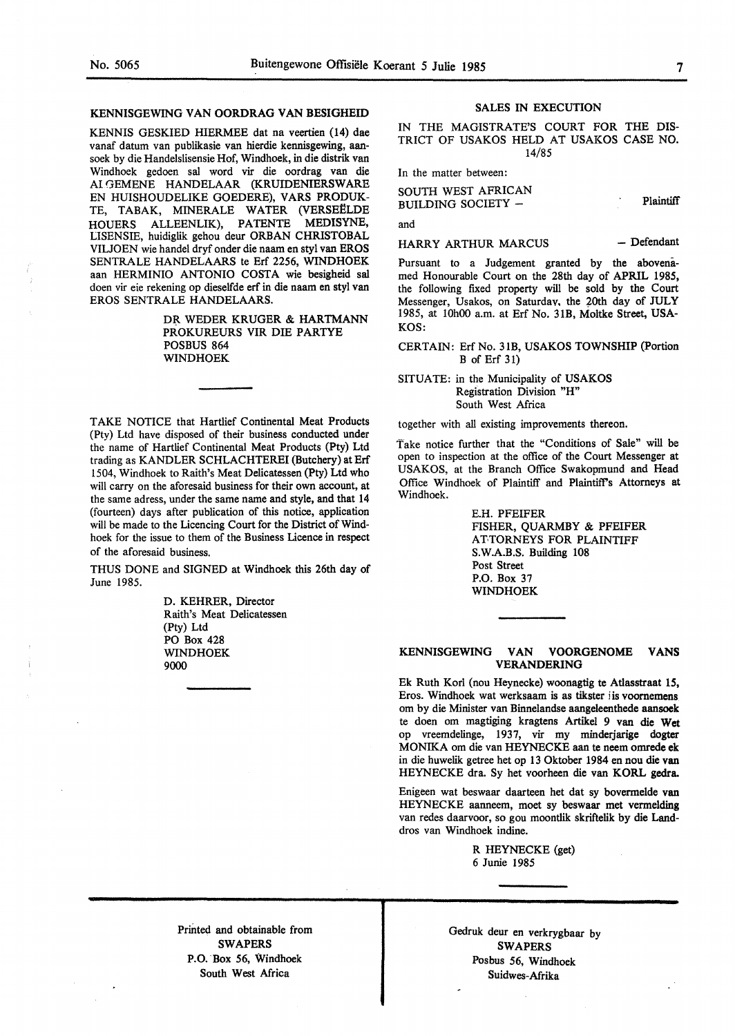## KENNISGEWING VAN OORDRAG VAN BESIGHEID

KENNIS GESKIED HIERMEE dat na veertien (14) dae vanaf datum van publikasie van hierdie kennisgewing, aansoek by die Handelslisensie Hof, Windhoek, in die distrik van Windhoek gedoen sal word vir die oordrag van die ALGEMENE HANDELAAR (KRUIDENIERSWARE EN HUISHOUDELIKE GOEDERE), VARS PRODUKTE, TABAK, MINERALE WATER (VERSEËLDE HOUERS ALLEENLIK), PATENTE MEDISYNE, LISENSIE, huidiglik gehou deur ORBAN CHRISTOBAL VILJOEN wie handel dryf onder die naam en styl van EROS SENTRALE HANDELAARS te Erf 2256, WINDHOEK aan HERMINIO ANTONIO COSTA wie besigheid sal doen vir eie rekening op dieselfde erf in die naam en styl van EROS SENTRALE HANDELAARS.

DR WEDER KRUGER & HARTMANN
PROKUREURS VIR DIE PARTYE
POSBUS 864
WINDHOEK

---

TAKE NOTICE that Hartlief Continental Meat Products (Pty) Ltd have disposed of their business conducted under the name of Hartlief Continental Meat Products (Pty) Ltd trading as KANDLER SCHLACHTEREI (Butchery) at Erf 1504, Windhoek to Raith's Meat Delicatessen (Pty) Ltd who will carry on the aforesaid business for their own account, at the same adress, under the same name and style, and that 14 (fourteen) days after publication of this notice, application will be made to the Licencing Court for the District of Windhoek for the issue to them of the Business Licence in respect of the aforesaid business.

THUS DONE and SIGNED at Windhoek this 26th day of June 1985.

D. KEHRER, Director
Raith's Meat Delicatessen
(Pty) Ltd
PO Box 428
WINDHOEK
9000

---

## SALES IN EXECUTION

IN THE MAGISTRATE'S COURT FOR THE DISTRICT OF USAKOS HELD AT USAKOS CASE NO. 14/85

In the matter between:

SOUTH WEST AFRICAN BUILDING SOCIETY — Plaintiff

and

HARRY ARTHUR MARCUS — Defendant

Pursuant to a Judgement granted by the abovenamed Honourable Court on the 28th day of APRIL 1985, the following fixed property will be sold by the Court Messenger, Usakos, on Saturday, the 20th day of JULY 1985, at 10h00 a.m. at Erf No. 31B, Moltke Street, USAKOS:

CERTAIN: Erf No. 31B, USAKOS TOWNSHIP (Portion B of Erf 31)

SITUATE: in the Municipality of USAKOS
Registration Division "H"
South West Africa

together with all existing improvements thereon.

Take notice further that the "Conditions of Sale" will be open to inspection at the office of the Court Messenger at USAKOS, at the Branch Office Swakopmund and Head Office Windhoek of Plaintiff and Plaintiff's Attorneys at Windhoek.

E.H. PFEIFER
FISHER, QUARMBY & PFEIFER
ATTORNEYS FOR PLAINTIFF
S.W.A.B.S. Building 108
Post Street
P.O. Box 37
WINDHOEK

---

## KENNISGEWING VAN VOORGENOME VANS VERANDERING

Ek Ruth Korl (nou Heynecke) woonagtig te Atlasstraat 15, Eros. Windhoek wat werksaam is as tikster is voornemens om by die Minister van Binnelandse aangeleenthede aansoek te doen om magtiging kragtens Artikel 9 van die Wet op vreemdelinge, 1937, vir my minderjarige dogter MONIKA om die van HEYNECKE aan te neem omrede ek in die huwelik getree het op 13 Oktober 1984 en nou die van HEYNECKE dra. Sy het voorheen die van KORL gedra.

Enigeen wat beswaar daarteen het dat sy bovermelde van HEYNECKE aanneem, moet sy beswaar met vermelding van redes daarvoor, so gou moontlik skriftelik by die Landdros van Windhoek indine.

R HEYNECKE (get)
6 Junie 1985

---

Printed and obtainable from
SWAPERS
P.O. Box 56, Windhoek
South West Africa

Gedruk deur en verkrygbaar by
SWAPERS
Posbus 56, Windhoek
Suidwes-Afrika